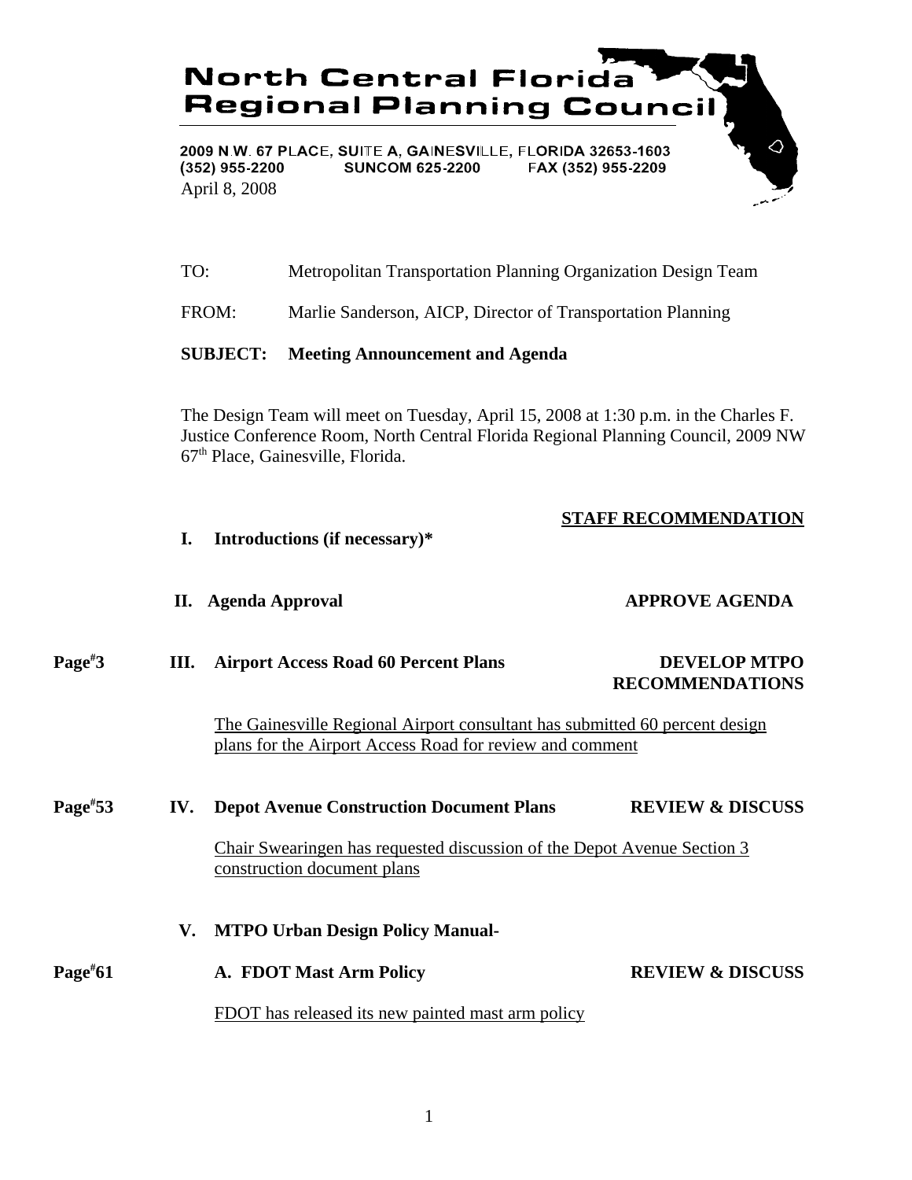# North Central Florida Regional Planning Council

2009 N.W. 67 PLACE, SUITE A, GAINESVILLE, FLORIDA 32653-1603
(352) 955-2200 SUNCOM 625-2200 FAX (352) 955-2209

April 8, 2008

TO: Metropolitan Transportation Planning Organization Design Team

FROM: Marlie Sanderson, AICP, Director of Transportation Planning

**SUBJECT: Meeting Announcement and Agenda**

The Design Team will meet on Tuesday, April 15, 2008 at 1:30 p.m. in the Charles F. Justice Conference Room, North Central Florida Regional Planning Council, 2009 NW 67th Place, Gainesville, Florida.

**STAFF RECOMMENDATION**

**I. Introductions (if necessary)***

**II. Agenda Approval** — **APPROVE AGENDA**

**Page#3** — **III. Airport Access Road 60 Percent Plans** — **DEVELOP MTPO RECOMMENDATIONS**

The Gainesville Regional Airport consultant has submitted 60 percent design plans for the Airport Access Road for review and comment

**Page#53** — **IV. Depot Avenue Construction Document Plans** — **REVIEW & DISCUSS**

Chair Swearingen has requested discussion of the Depot Avenue Section 3 construction document plans

**V. MTPO Urban Design Policy Manual-**

**Page#61** — **A. FDOT Mast Arm Policy** — **REVIEW & DISCUSS**

FDOT has released its new painted mast arm policy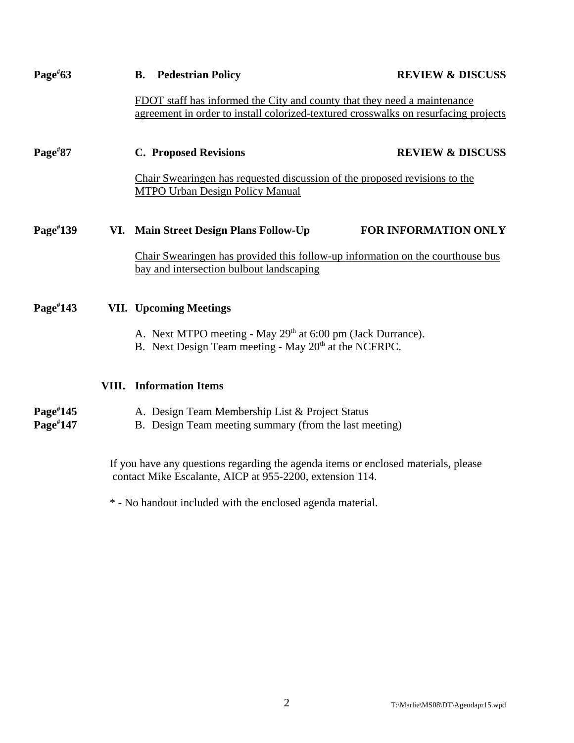**Page#63** **B. Pedestrian Policy** **REVIEW & DISCUSS**

FDOT staff has informed the City and county that they need a maintenance agreement in order to install colorized-textured crosswalks on resurfacing projects

**Page#87** **C. Proposed Revisions** **REVIEW & DISCUSS**

Chair Swearingen has requested discussion of the proposed revisions to the MTPO Urban Design Policy Manual

**Page#139** **VI. Main Street Design Plans Follow-Up** **FOR INFORMATION ONLY**

Chair Swearingen has provided this follow-up information on the courthouse bus bay and intersection bulbout landscaping

**Page#143** **VII. Upcoming Meetings**

A. Next MTPO meeting - May 29th at 6:00 pm (Jack Durrance).
B. Next Design Team meeting - May 20th at the NCFRPC.

**VIII. Information Items**

**Page#145** A. Design Team Membership List & Project Status
**Page#147** B. Design Team meeting summary (from the last meeting)

If you have any questions regarding the agenda items or enclosed materials, please contact Mike Escalante, AICP at 955-2200, extension 114.

* - No handout included with the enclosed agenda material.

T:\Marlie\MS08\DT\Agendapr15.wpd